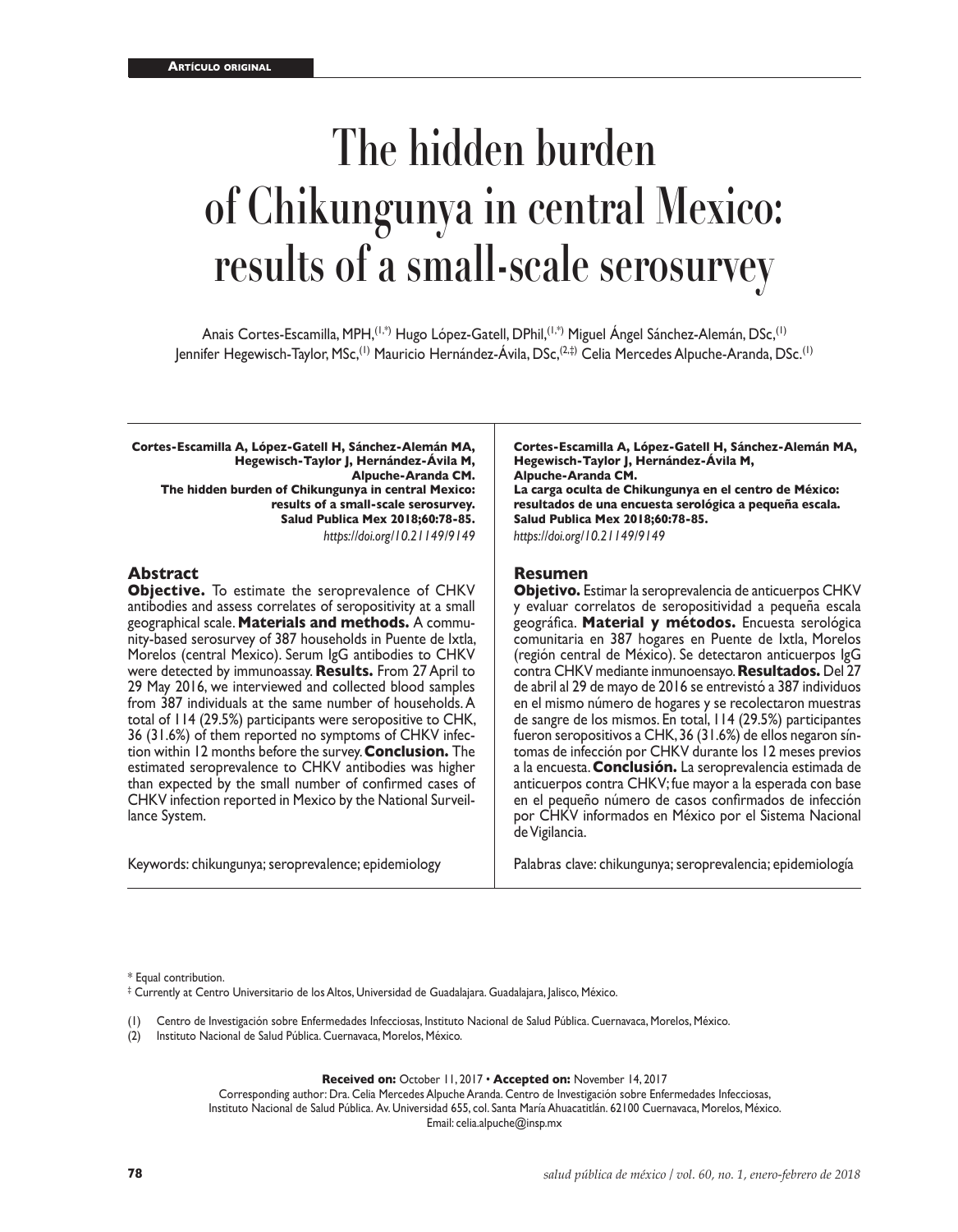Artículo original

# The hidden burden of Chikungunya in central Mexico: results of a small-scale serosurvey

Anais Cortes-Escamilla, MPH,[1,*] Hugo López-Gatell, DPhil,[1,*] Miguel Ángel Sánchez-Alemán, DSc,[1] Jennifer Hegewisch-Taylor, MSc,[1] Mauricio Hernández-Ávila, DSc,[2,‡] Celia Mercedes Alpuche-Aranda, DSc.[1]

**Cortes-Escamilla A, López-Gatell H, Sánchez-Alemán MA, Hegewisch-Taylor J, Hernández-Ávila M, Alpuche-Aranda CM.**
**The hidden burden of Chikungunya in central Mexico: results of a small-scale serosurvey.**
**Salud Publica Mex 2018;60:78-85.**
*https://doi.org/10.21149/9149*

## Abstract

**Objective.** To estimate the seroprevalence of CHKV antibodies and assess correlates of seropositivity at a small geographical scale. **Materials and methods.** A community-based serosurvey of 387 households in Puente de Ixtla, Morelos (central Mexico). Serum IgG antibodies to CHKV were detected by immunoassay. **Results.** From 27 April to 29 May 2016, we interviewed and collected blood samples from 387 individuals at the same number of households. A total of 114 (29.5%) participants were seropositive to CHK, 36 (31.6%) of them reported no symptoms of CHKV infection within 12 months before the survey. **Conclusion.** The estimated seroprevalence to CHKV antibodies was higher than expected by the small number of confirmed cases of CHKV infection reported in Mexico by the National Surveillance System.

Keywords: chikungunya; seroprevalence; epidemiology

**Cortes-Escamilla A, López-Gatell H, Sánchez-Alemán MA, Hegewisch-Taylor J, Hernández-Ávila M, Alpuche-Aranda CM.**
**La carga oculta de Chikungunya en el centro de México: resultados de una encuesta serológica a pequeña escala.**
**Salud Publica Mex 2018;60:78-85.**
*https://doi.org/10.21149/9149*

## Resumen

**Objetivo.** Estimar la seroprevalencia de anticuerpos CHKV y evaluar correlatos de seropositividad a pequeña escala geográfica. **Material y métodos.** Encuesta serológica comunitaria en 387 hogares en Puente de Ixtla, Morelos (región central de México). Se detectaron anticuerpos IgG contra CHKV mediante inmunoensayo. **Resultados.** Del 27 de abril al 29 de mayo de 2016 se entrevistó a 387 individuos en el mismo número de hogares y se recolectaron muestras de sangre de los mismos. En total, 114 (29.5%) participantes fueron seropositivos a CHK, 36 (31.6%) de ellos negaron síntomas de infección por CHKV durante los 12 meses previos a la encuesta. **Conclusión.** La seroprevalencia estimada de anticuerpos contra CHKV; fue mayor a la esperada con base en el pequeño número de casos confirmados de infección por CHKV informados en México por el Sistema Nacional de Vigilancia.

Palabras clave: chikungunya; seroprevalencia; epidemiología

\* Equal contribution.
‡ Currently at Centro Universitario de los Altos, Universidad de Guadalajara. Guadalajara, Jalisco, México.

(1) Centro de Investigación sobre Enfermedades Infecciosas, Instituto Nacional de Salud Pública. Cuernavaca, Morelos, México.
(2) Instituto Nacional de Salud Pública. Cuernavaca, Morelos, México.

**Received on:** October 11, 2017 • **Accepted on:** November 14, 2017
Corresponding author: Dra. Celia Mercedes Alpuche Aranda. Centro de Investigación sobre Enfermedades Infecciosas, Instituto Nacional de Salud Pública. Av. Universidad 655, col. Santa María Ahuacatitlán. 62100 Cuernavaca, Morelos, México.
Email: celia.alpuche@insp.mx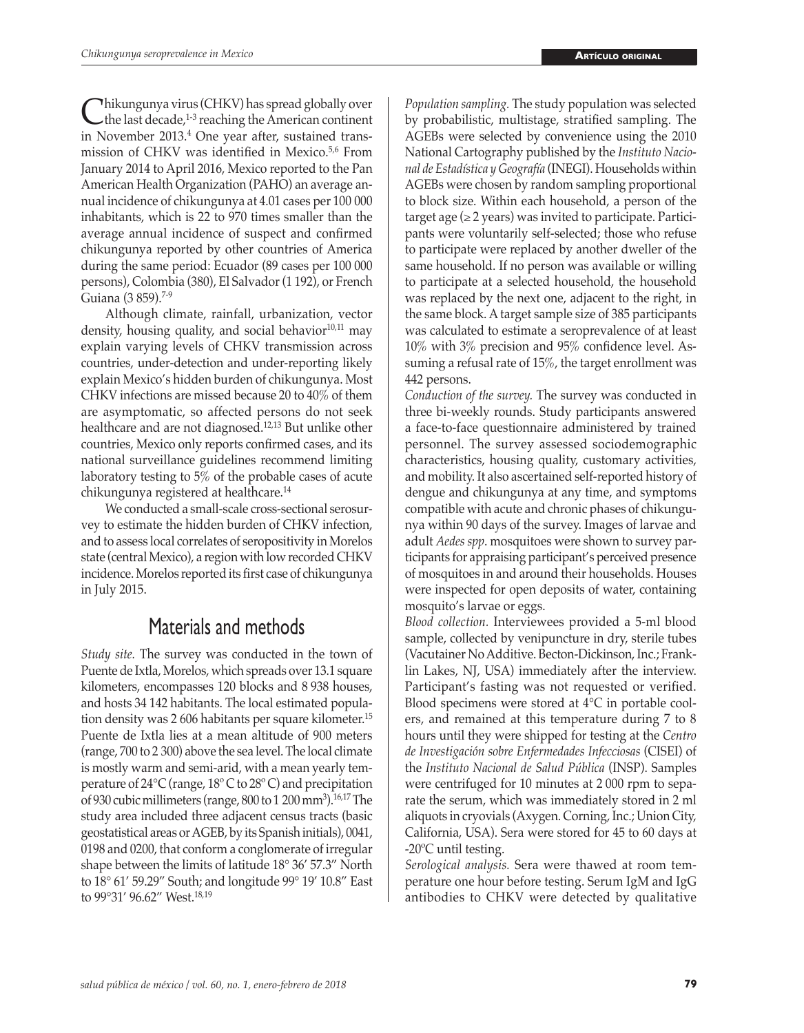Chikungunya virus (CHKV) has spread globally over the last decade,[1-3] reaching the American continent in November 2013.[4] One year after, sustained transmission of CHKV was identified in Mexico.[5,6] From January 2014 to April 2016, Mexico reported to the Pan American Health Organization (PAHO) an average annual incidence of chikungunya at 4.01 cases per 100 000 inhabitants, which is 22 to 970 times smaller than the average annual incidence of suspect and confirmed chikungunya reported by other countries of America during the same period: Ecuador (89 cases per 100 000 persons), Colombia (380), El Salvador (1 192), or French Guiana (3 859).[7-9]

Although climate, rainfall, urbanization, vector density, housing quality, and social behavior[10,11] may explain varying levels of CHKV transmission across countries, under-detection and under-reporting likely explain Mexico's hidden burden of chikungunya. Most CHKV infections are missed because 20 to 40% of them are asymptomatic, so affected persons do not seek healthcare and are not diagnosed.[12,13] But unlike other countries, Mexico only reports confirmed cases, and its national surveillance guidelines recommend limiting laboratory testing to 5% of the probable cases of acute chikungunya registered at healthcare.[14]

We conducted a small-scale cross-sectional serosurvey to estimate the hidden burden of CHKV infection, and to assess local correlates of seropositivity in Morelos state (central Mexico), a region with low recorded CHKV incidence. Morelos reported its first case of chikungunya in July 2015.

## Materials and methods

*Study site.* The survey was conducted in the town of Puente de Ixtla, Morelos, which spreads over 13.1 square kilometers, encompasses 120 blocks and 8 938 houses, and hosts 34 142 habitants. The local estimated population density was 2 606 habitants per square kilometer.[15] Puente de Ixtla lies at a mean altitude of 900 meters (range, 700 to 2 300) above the sea level. The local climate is mostly warm and semi-arid, with a mean yearly temperature of 24°C (range, 18° C to 28° C) and precipitation of 930 cubic millimeters (range, 800 to 1 200 mm$^3$).[16,17] The study area included three adjacent census tracts (basic geostatistical areas or AGEB, by its Spanish initials), 0041, 0198 and 0200, that conform a conglomerate of irregular shape between the limits of latitude 18° 36' 57.3" North to 18° 61' 59.29" South; and longitude 99° 19' 10.8" East to 99°31' 96.62" West.[18,19]

*Population sampling.* The study population was selected by probabilistic, multistage, stratified sampling. The AGEBs were selected by convenience using the 2010 National Cartography published by the *Instituto Nacional de Estadística y Geografía* (INEGI). Households within AGEBs were chosen by random sampling proportional to block size. Within each household, a person of the target age (≥ 2 years) was invited to participate. Participants were voluntarily self-selected; those who refuse to participate were replaced by another dweller of the same household. If no person was available or willing to participate at a selected household, the household was replaced by the next one, adjacent to the right, in the same block. A target sample size of 385 participants was calculated to estimate a seroprevalence of at least 10% with 3% precision and 95% confidence level. Assuming a refusal rate of 15%, the target enrollment was 442 persons.

*Conduction of the survey.* The survey was conducted in three bi-weekly rounds. Study participants answered a face-to-face questionnaire administered by trained personnel. The survey assessed sociodemographic characteristics, housing quality, customary activities, and mobility. It also ascertained self-reported history of dengue and chikungunya at any time, and symptoms compatible with acute and chronic phases of chikungunya within 90 days of the survey. Images of larvae and adult *Aedes spp*. mosquitoes were shown to survey participants for appraising participant's perceived presence of mosquitoes in and around their households. Houses were inspected for open deposits of water, containing mosquito's larvae or eggs.

*Blood collection*. Interviewees provided a 5-ml blood sample, collected by venipuncture in dry, sterile tubes (Vacutainer No Additive. Becton-Dickinson, Inc.; Franklin Lakes, NJ, USA) immediately after the interview. Participant's fasting was not requested or verified. Blood specimens were stored at 4°C in portable coolers, and remained at this temperature during 7 to 8 hours until they were shipped for testing at the *Centro de Investigación sobre Enfermedades Infecciosas* (CISEI) of the *Instituto Nacional de Salud Pública* (INSP). Samples were centrifuged for 10 minutes at 2 000 rpm to separate the serum, which was immediately stored in 2 ml aliquots in cryovials (Axygen. Corning, Inc.; Union City, California, USA). Sera were stored for 45 to 60 days at -20°C until testing.

*Serological analysis.* Sera were thawed at room temperature one hour before testing. Serum IgM and IgG antibodies to CHKV were detected by qualitative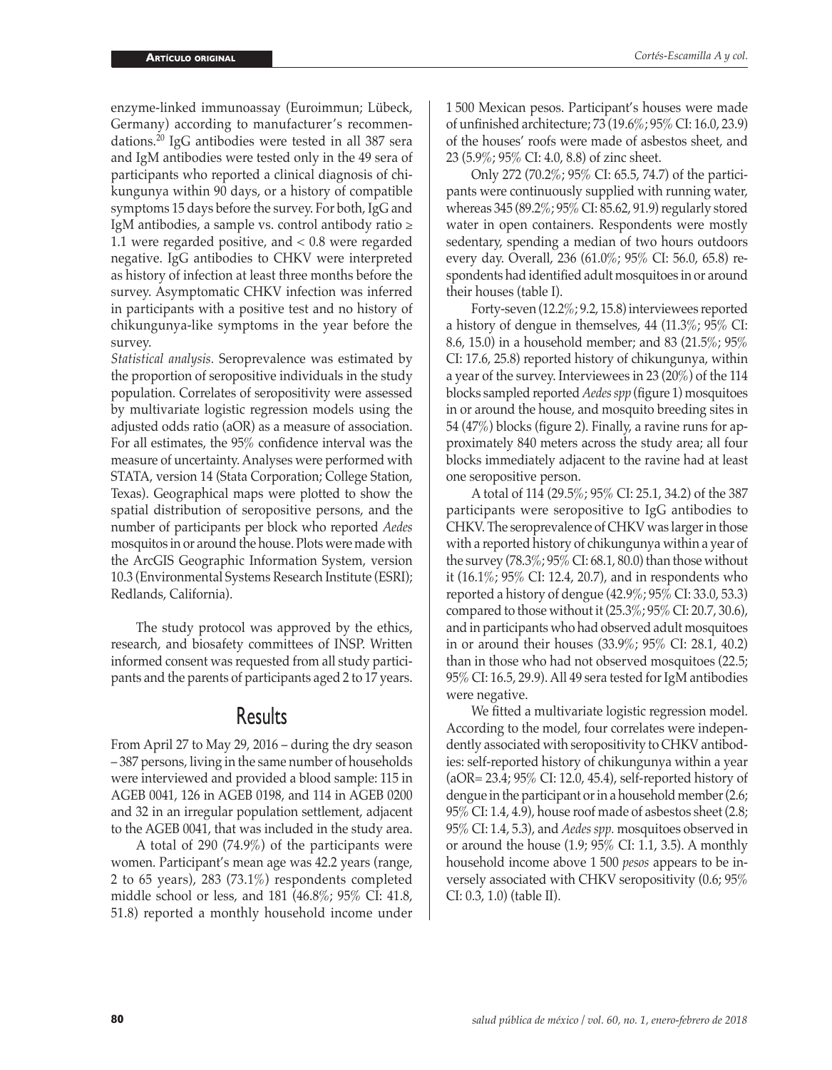enzyme-linked immunoassay (Euroimmun; Lübeck, Germany) according to manufacturer's recommendations.[20] IgG antibodies were tested in all 387 sera and IgM antibodies were tested only in the 49 sera of participants who reported a clinical diagnosis of chikungunya within 90 days, or a history of compatible symptoms 15 days before the survey. For both, IgG and IgM antibodies, a sample vs. control antibody ratio ≥ 1.1 were regarded positive, and < 0.8 were regarded negative. IgG antibodies to CHKV were interpreted as history of infection at least three months before the survey. Asymptomatic CHKV infection was inferred in participants with a positive test and no history of chikungunya-like symptoms in the year before the survey.

*Statistical analysis.* Seroprevalence was estimated by the proportion of seropositive individuals in the study population. Correlates of seropositivity were assessed by multivariate logistic regression models using the adjusted odds ratio (aOR) as a measure of association. For all estimates, the 95% confidence interval was the measure of uncertainty. Analyses were performed with STATA, version 14 (Stata Corporation; College Station, Texas). Geographical maps were plotted to show the spatial distribution of seropositive persons, and the number of participants per block who reported *Aedes* mosquitos in or around the house. Plots were made with the ArcGIS Geographic Information System, version 10.3 (Environmental Systems Research Institute (ESRI); Redlands, California).

The study protocol was approved by the ethics, research, and biosafety committees of INSP. Written informed consent was requested from all study participants and the parents of participants aged 2 to 17 years.

# Results

From April 27 to May 29, 2016 – during the dry season – 387 persons, living in the same number of households were interviewed and provided a blood sample: 115 in AGEB 0041, 126 in AGEB 0198, and 114 in AGEB 0200 and 32 in an irregular population settlement, adjacent to the AGEB 0041, that was included in the study area.

A total of 290 (74.9%) of the participants were women. Participant's mean age was 42.2 years (range, 2 to 65 years), 283 (73.1%) respondents completed middle school or less, and 181 (46.8%; 95% CI: 41.8, 51.8) reported a monthly household income under 1 500 Mexican pesos. Participant's houses were made of unfinished architecture; 73 (19.6%; 95% CI: 16.0, 23.9) of the houses' roofs were made of asbestos sheet, and 23 (5.9%; 95% CI: 4.0, 8.8) of zinc sheet.

Only 272 (70.2%; 95% CI: 65.5, 74.7) of the participants were continuously supplied with running water, whereas 345 (89.2%; 95% CI: 85.62, 91.9) regularly stored water in open containers. Respondents were mostly sedentary, spending a median of two hours outdoors every day. Overall, 236 (61.0%; 95% CI: 56.0, 65.8) respondents had identified adult mosquitoes in or around their houses (table I).

Forty-seven (12.2%; 9.2, 15.8) interviewees reported a history of dengue in themselves, 44 (11.3%; 95% CI: 8.6, 15.0) in a household member; and 83 (21.5%; 95% CI: 17.6, 25.8) reported history of chikungunya, within a year of the survey. Interviewees in 23 (20%) of the 114 blocks sampled reported *Aedes spp* (figure 1) mosquitoes in or around the house, and mosquito breeding sites in 54 (47%) blocks (figure 2). Finally, a ravine runs for approximately 840 meters across the study area; all four blocks immediately adjacent to the ravine had at least one seropositive person.

A total of 114 (29.5%; 95% CI: 25.1, 34.2) of the 387 participants were seropositive to IgG antibodies to CHKV. The seroprevalence of CHKV was larger in those with a reported history of chikungunya within a year of the survey (78.3%; 95% CI: 68.1, 80.0) than those without it (16.1%; 95% CI: 12.4, 20.7), and in respondents who reported a history of dengue (42.9%; 95% CI: 33.0, 53.3) compared to those without it (25.3%; 95% CI: 20.7, 30.6), and in participants who had observed adult mosquitoes in or around their houses (33.9%; 95% CI: 28.1, 40.2) than in those who had not observed mosquitoes (22.5; 95% CI: 16.5, 29.9). All 49 sera tested for IgM antibodies were negative.

We fitted a multivariate logistic regression model. According to the model, four correlates were independently associated with seropositivity to CHKV antibodies: self-reported history of chikungunya within a year (aOR= 23.4; 95% CI: 12.0, 45.4), self-reported history of dengue in the participant or in a household member (2.6; 95% CI: 1.4, 4.9), house roof made of asbestos sheet (2.8; 95% CI: 1.4, 5.3), and *Aedes spp.* mosquitoes observed in or around the house (1.9; 95% CI: 1.1, 3.5). A monthly household income above 1 500 *pesos* appears to be inversely associated with CHKV seropositivity (0.6; 95% CI: 0.3, 1.0) (table II).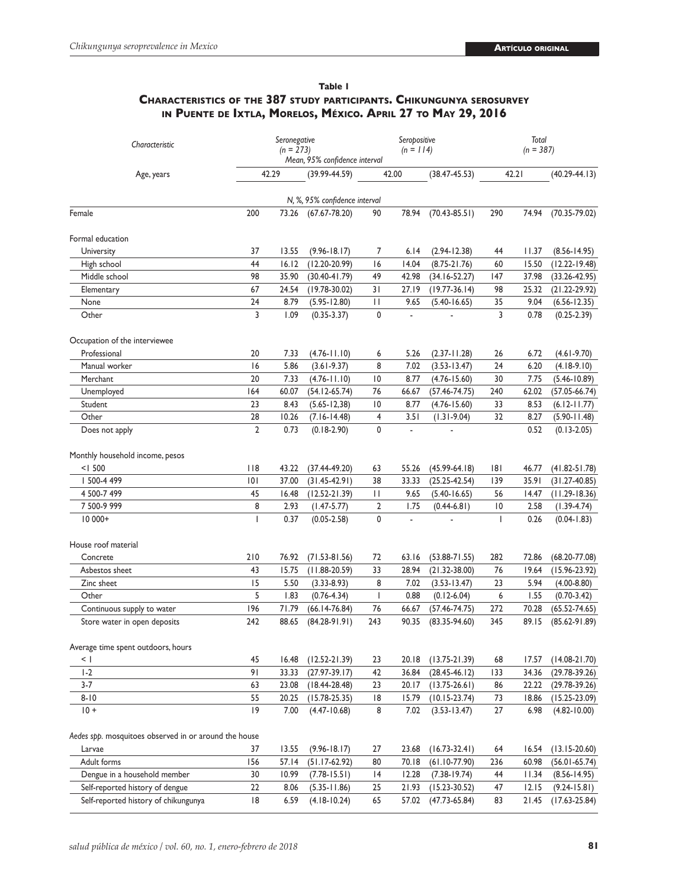**Table I**

**Characteristics of the 387 study participants. Chikungunya serosurvey in Puente de Ixtla, Morelos, México. April 27 to May 29, 2016**

| Characteristic | Seronegative (n = 273) | | | Seropositive (n = 114) | | | Total (n = 387) | | |
|---|---|---|---|---|---|---|---|---|---|
| | *Mean, 95% confidence interval* | | | | | | | | |
| Age, years | 42.29 | | (39.99-44.59) | 42.00 | | (38.47-45.53) | 42.21 | | (40.29-44.13) |
| | *N, %, 95% confidence interval* | | | | | | | | |
| Female | 200 | 73.26 | (67.67-78.20) | 90 | 78.94 | (70.43-85.51) | 290 | 74.94 | (70.35-79.02) |
| Formal education | | | | | | | | | |
| University | 37 | 13.55 | (9.96-18.17) | 7 | 6.14 | (2.94-12.38) | 44 | 11.37 | (8.56-14.95) |
| High school | 44 | 16.12 | (12.20-20.99) | 16 | 14.04 | (8.75-21.76) | 60 | 15.50 | (12.22-19.48) |
| Middle school | 98 | 35.90 | (30.40-41.79) | 49 | 42.98 | (34.16-52.27) | 147 | 37.98 | (33.26-42.95) |
| Elementary | 67 | 24.54 | (19.78-30.02) | 31 | 27.19 | (19.77-36.14) | 98 | 25.32 | (21.22-29.92) |
| None | 24 | 8.79 | (5.95-12.80) | 11 | 9.65 | (5.40-16.65) | 35 | 9.04 | (6.56-12.35) |
| Other | 3 | 1.09 | (0.35-3.37) | 0 | - | - | 3 | 0.78 | (0.25-2.39) |
| Occupation of the interviewee | | | | | | | | | |
| Professional | 20 | 7.33 | (4.76-11.10) | 6 | 5.26 | (2.37-11.28) | 26 | 6.72 | (4.61-9.70) |
| Manual worker | 16 | 5.86 | (3.61-9.37) | 8 | 7.02 | (3.53-13.47) | 24 | 6.20 | (4.18-9.10) |
| Merchant | 20 | 7.33 | (4.76-11.10) | 10 | 8.77 | (4.76-15.60) | 30 | 7.75 | (5.46-10.89) |
| Unemployed | 164 | 60.07 | (54.12-65.74) | 76 | 66.67 | (57.46-74.75) | 240 | 62.02 | (57.05-66.74) |
| Student | 23 | 8.43 | (5.65-12,38) | 10 | 8.77 | (4.76-15.60) | 33 | 8.53 | (6.12-11.77) |
| Other | 28 | 10.26 | (7.16-14.48) | 4 | 3.51 | (1.31-9.04) | 32 | 8.27 | (5.90-11.48) |
| Does not apply | 2 | 0.73 | (0.18-2.90) | 0 | - | - | | 0.52 | (0.13-2.05) |
| Monthly household income, pesos | | | | | | | | | |
| <1 500 | 118 | 43.22 | (37.44-49.20) | 63 | 55.26 | (45.99-64.18) | 181 | 46.77 | (41.82-51.78) |
| 1 500-4 499 | 101 | 37.00 | (31.45-42.91) | 38 | 33.33 | (25.25-42.54) | 139 | 35.91 | (31.27-40.85) |
| 4 500-7 499 | 45 | 16.48 | (12.52-21.39) | 11 | 9.65 | (5.40-16.65) | 56 | 14.47 | (11.29-18.36) |
| 7 500-9 999 | 8 | 2.93 | (1.47-5.77) | 2 | 1.75 | (0.44-6.81) | 10 | 2.58 | (1.39-4.74) |
| 10 000+ | 1 | 0.37 | (0.05-2.58) | 0 | - | - | 1 | 0.26 | (0.04-1.83) |
| House roof material | | | | | | | | | |
| Concrete | 210 | 76.92 | (71.53-81.56) | 72 | 63.16 | (53.88-71.55) | 282 | 72.86 | (68.20-77.08) |
| Asbestos sheet | 43 | 15.75 | (11.88-20.59) | 33 | 28.94 | (21.32-38.00) | 76 | 19.64 | (15.96-23.92) |
| Zinc sheet | 15 | 5.50 | (3.33-8.93) | 8 | 7.02 | (3.53-13.47) | 23 | 5.94 | (4.00-8.80) |
| Other | 5 | 1.83 | (0.76-4.34) | 1 | 0.88 | (0.12-6.04) | 6 | 1.55 | (0.70-3.42) |
| Continuous supply to water | 196 | 71.79 | (66.14-76.84) | 76 | 66.67 | (57.46-74.75) | 272 | 70.28 | (65.52-74.65) |
| Store water in open deposits | 242 | 88.65 | (84.28-91.91) | 243 | 90.35 | (83.35-94.60) | 345 | 89.15 | (85.62-91.89) |
| Average time spent outdoors, hours | | | | | | | | | |
| < 1 | 45 | 16.48 | (12.52-21.39) | 23 | 20.18 | (13.75-21.39) | 68 | 17.57 | (14.08-21.70) |
| 1-2 | 91 | 33.33 | (27.97-39.17) | 42 | 36.84 | (28.45-46.12) | 133 | 34.36 | (29.78-39.26) |
| 3-7 | 63 | 23.08 | (18.44-28.48) | 23 | 20.17 | (13.75-26.61) | 86 | 22.22 | (29.78-39.26) |
| 8-10 | 55 | 20.25 | (15.78-25.35) | 18 | 15.79 | (10.15-23.74) | 73 | 18.86 | (15.25-23.09) |
| 10 + | 19 | 7.00 | (4.47-10.68) | 8 | 7.02 | (3.53-13.47) | 27 | 6.98 | (4.82-10.00) |
| *Aedes spp.* mosquitoes observed in or around the house | | | | | | | | | |
| Larvae | 37 | 13.55 | (9.96-18.17) | 27 | 23.68 | (16.73-32.41) | 64 | 16.54 | (13.15-20.60) |
| Adult forms | 156 | 57.14 | (51.17-62.92) | 80 | 70.18 | (61.10-77.90) | 236 | 60.98 | (56.01-65.74) |
| Dengue in a household member | 30 | 10.99 | (7.78-15.51) | 14 | 12.28 | (7.38-19.74) | 44 | 11.34 | (8.56-14.95) |
| Self-reported history of dengue | 22 | 8.06 | (5.35-11.86) | 25 | 21.93 | (15.23-30.52) | 47 | 12.15 | (9.24-15.81) |
| Self-reported history of chikungunya | 18 | 6.59 | (4.18-10.24) | 65 | 57.02 | (47.73-65.84) | 83 | 21.45 | (17.63-25.84) |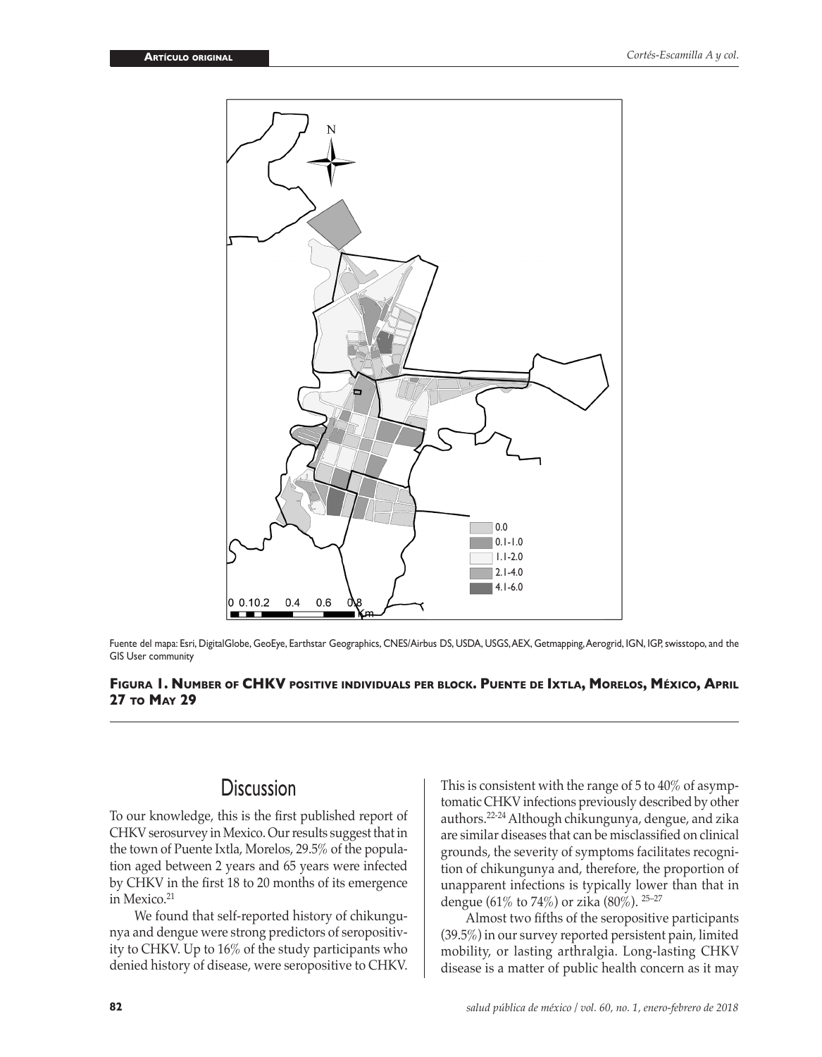Fuente del mapa: Esri, DigitalGlobe, GeoEye, Earthstar Geographics, CNES/Airbus DS, USDA, USGS, AEX, Getmapping, Aerogrid, IGN, IGP, swisstopo, and the GIS User community

**Figura 1. Number of CHKV positive individuals per block. Puente de Ixtla, Morelos, México, April 27 to May 29**

## Discussion

To our knowledge, this is the first published report of CHKV serosurvey in Mexico. Our results suggest that in the town of Puente Ixtla, Morelos, 29.5% of the population aged between 2 years and 65 years were infected by CHKV in the first 18 to 20 months of its emergence in Mexico.[21]

We found that self-reported history of chikungunya and dengue were strong predictors of seropositivity to CHKV. Up to 16% of the study participants who denied history of disease, were seropositive to CHKV. This is consistent with the range of 5 to 40% of asymptomatic CHKV infections previously described by other authors.[22-24] Although chikungunya, dengue, and zika are similar diseases that can be misclassified on clinical grounds, the severity of symptoms facilitates recognition of chikungunya and, therefore, the proportion of unapparent infections is typically lower than that in dengue (61% to 74%) or zika (80%).[25-27]

Almost two fifths of the seropositive participants (39.5%) in our survey reported persistent pain, limited mobility, or lasting arthralgia. Long-lasting CHKV disease is a matter of public health concern as it may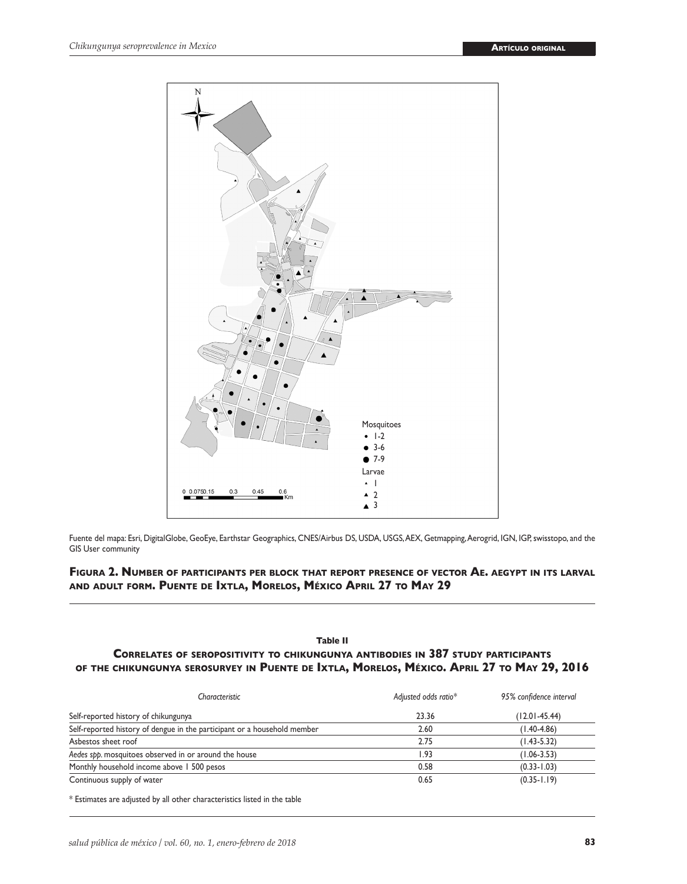Fuente del mapa: Esri, DigitalGlobe, GeoEye, Earthstar Geographics, CNES/Airbus DS, USDA, USGS, AEX, Getmapping, Aerogrid, IGN, IGP, swisstopo, and the GIS User community

**Figura 2. Number of participants per block that report presence of vector Ae. aegypt in its larval and adult form. Puente de Ixtla, Morelos, México April 27 to May 29**

**Table II**

**Correlates of seropositivity to chikungunya antibodies in 387 study participants of the chikungunya serosurvey in Puente de Ixtla, Morelos, México. April 27 to May 29, 2016**

| *Characteristic* | *Adjusted odds ratio\** | *95% confidence interval* |
|---|---|---|
| Self-reported history of chikungunya | 23.36 | (12.01-45.44) |
| Self-reported history of dengue in the participant or a household member | 2.60 | (1.40-4.86) |
| Asbestos sheet roof | 2.75 | (1.43-5.32) |
| *Aedes spp.* mosquitoes observed in or around the house | 1.93 | (1.06-3.53) |
| Monthly household income above 1 500 pesos | 0.58 | (0.33-1.03) |
| Continuous supply of water | 0.65 | (0.35-1.19) |

\* Estimates are adjusted by all other characteristics listed in the table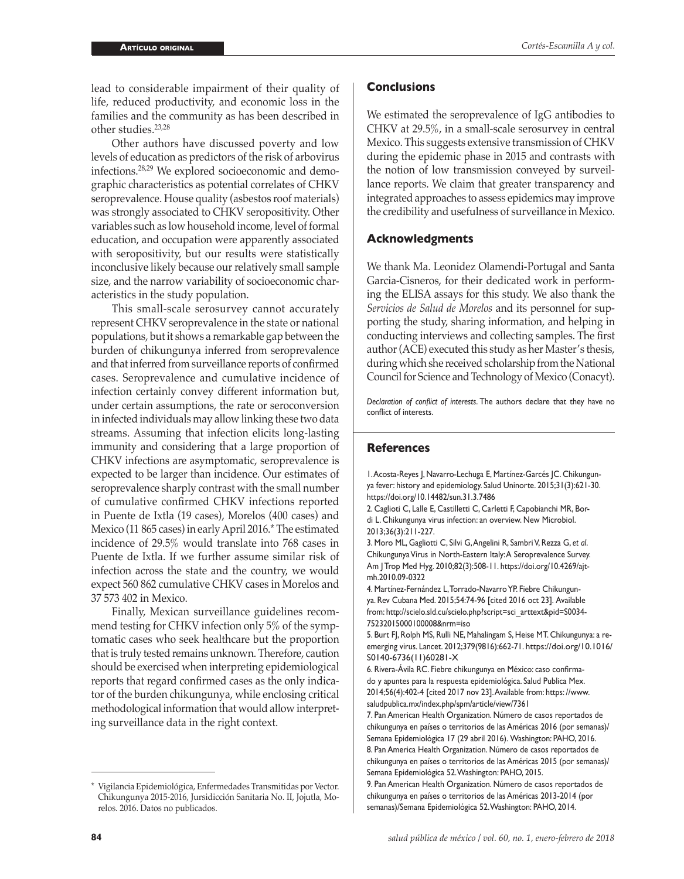lead to considerable impairment of their quality of life, reduced productivity, and economic loss in the families and the community as has been described in other studies.[23,28]

Other authors have discussed poverty and low levels of education as predictors of the risk of arbovirus infections.[28,29] We explored socioeconomic and demographic characteristics as potential correlates of CHKV seroprevalence. House quality (asbestos roof materials) was strongly associated to CHKV seropositivity. Other variables such as low household income, level of formal education, and occupation were apparently associated with seropositivity, but our results were statistically inconclusive likely because our relatively small sample size, and the narrow variability of socioeconomic characteristics in the study population.

This small-scale serosurvey cannot accurately represent CHKV seroprevalence in the state or national populations, but it shows a remarkable gap between the burden of chikungunya inferred from seroprevalence and that inferred from surveillance reports of confirmed cases. Seroprevalence and cumulative incidence of infection certainly convey different information but, under certain assumptions, the rate or seroconversion in infected individuals may allow linking these two data streams. Assuming that infection elicits long-lasting immunity and considering that a large proportion of CHKV infections are asymptomatic, seroprevalence is expected to be larger than incidence. Our estimates of seroprevalence sharply contrast with the small number of cumulative confirmed CHKV infections reported in Puente de Ixtla (19 cases), Morelos (400 cases) and Mexico (11 865 cases) in early April 2016.* The estimated incidence of 29.5% would translate into 768 cases in Puente de Ixtla. If we further assume similar risk of infection across the state and the country, we would expect 560 862 cumulative CHKV cases in Morelos and 37 573 402 in Mexico.

Finally, Mexican surveillance guidelines recommend testing for CHKV infection only 5% of the symptomatic cases who seek healthcare but the proportion that is truly tested remains unknown. Therefore, caution should be exercised when interpreting epidemiological reports that regard confirmed cases as the only indicator of the burden chikungunya, while enclosing critical methodological information that would allow interpreting surveillance data in the right context.

## Conclusions

We estimated the seroprevalence of IgG antibodies to CHKV at 29.5%, in a small-scale serosurvey in central Mexico. This suggests extensive transmission of CHKV during the epidemic phase in 2015 and contrasts with the notion of low transmission conveyed by surveillance reports. We claim that greater transparency and integrated approaches to assess epidemics may improve the credibility and usefulness of surveillance in Mexico.

## Acknowledgments

We thank Ma. Leonidez Olamendi-Portugal and Santa Garcia-Cisneros, for their dedicated work in performing the ELISA assays for this study. We also thank the *Servicios de Salud de Morelos* and its personnel for supporting the study, sharing information, and helping in conducting interviews and collecting samples. The first author (ACE) executed this study as her Master's thesis, during which she received scholarship from the National Council for Science and Technology of Mexico (Conacyt).

*Declaration of conflict of interests.* The authors declare that they have no conflict of interests.

## References

1. Acosta-Reyes J, Navarro-Lechuga E, Martínez-Garcés JC. Chikungunya fever: history and epidemiology. Salud Uninorte. 2015;31(3):621-30. https://doi.org/10.14482/sun.31.3.7486
2. Caglioti C, Lalle E, Castilletti C, Carletti F, Capobianchi MR, Bordi L. Chikungunya virus infection: an overview. New Microbiol. 2013;36(3):211-227.
3. Moro ML, Gagliotti C, Silvi G, Angelini R, Sambri V, Rezza G, *et al.* Chikungunya Virus in North-Eastern Italy: A Seroprevalence Survey. Am J Trop Med Hyg. 2010;82(3):508-11. https://doi.org/10.4269/ajtmh.2010.09-0322
4. Martínez-Fernández L, Torrado-Navarro YP. Fiebre Chikungunya. Rev Cubana Med. 2015;54:74-96 [cited 2016 oct 23]. Available from: http://scielo.sld.cu/scielo.php?script=sci_arttext&pid=S0034-75232015000100008&nrm=iso
5. Burt FJ, Rolph MS, Rulli NE, Mahalingam S, Heise MT. Chikungunya: a re-emerging virus. Lancet. 2012;379(9816):662-71. https://doi.org/10.1016/S0140-6736(11)60281-X
6. Rivera-Ávila RC. Fiebre chikungunya en México: caso confirmado y apuntes para la respuesta epidemiológica. Salud Publica Mex. 2014;56(4):402-4 [cited 2017 nov 23]. Available from: https://www.saludpublica.mx/index.php/spm/article/view/7361
7. Pan American Health Organization. Número de casos reportados de chikungunya en países o territorios de las Américas 2016 (por semanas)/ Semana Epidemiológica 17 (29 abril 2016). Washington: PAHO, 2016.
8. Pan America Health Organization. Número de casos reportados de chikungunya en países o territorios de las Américas 2015 (por semanas)/ Semana Epidemiológica 52. Washington: PAHO, 2015.
9. Pan American Health Organization. Número de casos reportados de chikungunya en países o territorios de las Américas 2013-2014 (por semanas)/Semana Epidemiológica 52. Washington: PAHO, 2014.

\* Vigilancia Epidemiológica, Enfermedades Transmitidas por Vector. Chikungunya 2015-2016, Jursidicción Sanitaria No. II, Jojutla, Morelos. 2016. Datos no publicados.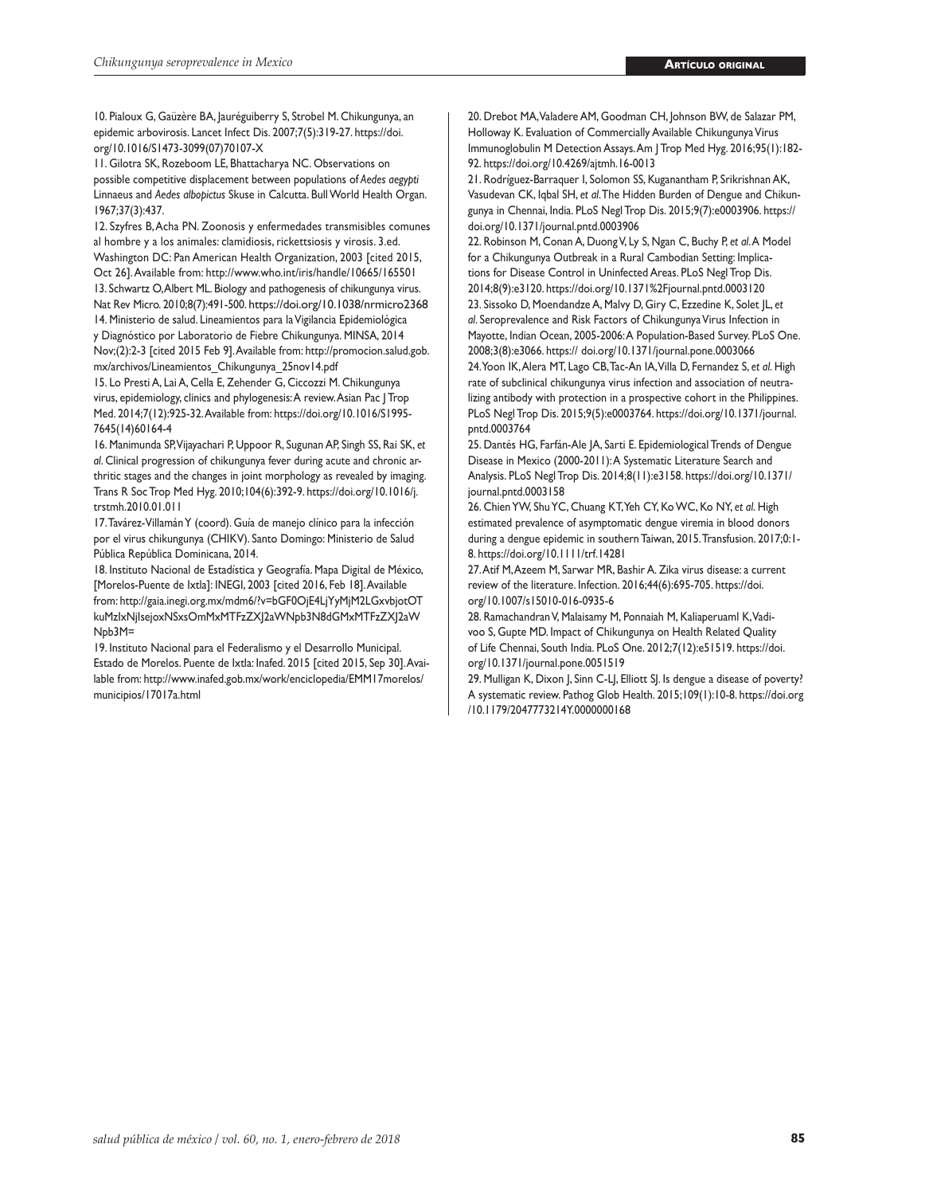10. Pialoux G, Gaüzère BA, Jauréguiberry S, Strobel M. Chikungunya, an epidemic arbovirosis. Lancet Infect Dis. 2007;7(5):319-27. https://doi.org/10.1016/S1473-3099(07)70107-X

11. Gilotra SK, Rozeboom LE, Bhattacharya NC. Observations on possible competitive displacement between populations of *Aedes aegypti* Linnaeus and *Aedes albopictus* Skuse in Calcutta. Bull World Health Organ. 1967;37(3):437.

12. Szyfres B, Acha PN. Zoonosis y enfermedades transmisibles comunes al hombre y a los animales: clamidiosis, rickettsiosis y virosis. 3.ed. Washington DC: Pan American Health Organization, 2003 [cited 2015, Oct 26]. Available from: http://www.who.int/iris/handle/10665/165501

13. Schwartz O, Albert ML. Biology and pathogenesis of chikungunya virus. Nat Rev Micro. 2010;8(7):491-500. https://doi.org/10.1038/nrmicro2368

14. Ministerio de salud. Lineamientos para la Vigilancia Epidemiológica y Diagnóstico por Laboratorio de Fiebre Chikungunya. MINSA, 2014 Nov;(2):2-3 [cited 2015 Feb 9]. Available from: http://promocion.salud.gob.mx/archivos/Lineamientos_Chikungunya_25nov14.pdf

15. Lo Presti A, Lai A, Cella E, Zehender G, Ciccozzi M. Chikungunya virus, epidemiology, clinics and phylogenesis: A review. Asian Pac J Trop Med. 2014;7(12):925-32. Available from: https://doi.org/10.1016/S1995-7645(14)60164-4

16. Manimunda SP, Vijayachari P, Uppoor R, Sugunan AP, Singh SS, Rai SK, *et al*. Clinical progression of chikungunya fever during acute and chronic arthritic stages and the changes in joint morphology as revealed by imaging. Trans R Soc Trop Med Hyg. 2010;104(6):392-9. https://doi.org/10.1016/j.trstmh.2010.01.011

17. Tavárez-Villamán Y (coord). Guía de manejo clínico para la infección por el virus chikungunya (CHIKV). Santo Domingo: Ministerio de Salud Pública República Dominicana, 2014.

18. Instituto Nacional de Estadística y Geografía. Mapa Digital de México, [Morelos-Puente de Ixtla]: INEGI, 2003 [cited 2016, Feb 18]. Available from: http://gaia.inegi.org.mx/mdm6/?v=bGF0OjE4LjYyMjM2LGxvbjotOTkuMzIxNjIsejoxNSxsOmMxMTFzZXJ2aWNpb3N8dGMxMTFzZXJ2aWNpb3M=

19. Instituto Nacional para el Federalismo y el Desarrollo Municipal. Estado de Morelos. Puente de Ixtla: Inafed. 2015 [cited 2015, Sep 30]. Available from: http://www.inafed.gob.mx/work/enciclopedia/EMM17morelos/municipios/17017a.html

20. Drebot MA, Valadere AM, Goodman CH, Johnson BW, de Salazar PM, Holloway K. Evaluation of Commercially Available Chikungunya Virus Immunoglobulin M Detection Assays. Am J Trop Med Hyg. 2016;95(1):182-92. https://doi.org/10.4269/ajtmh.16-0013

21. Rodríguez-Barraquer I, Solomon SS, Kuganantham P, Srikrishnan AK, Vasudevan CK, Iqbal SH, *et al*. The Hidden Burden of Dengue and Chikungunya in Chennai, India. PLoS Negl Trop Dis. 2015;9(7):e0003906. https://doi.org/10.1371/journal.pntd.0003906

22. Robinson M, Conan A, Duong V, Ly S, Ngan C, Buchy P, *et al*. A Model for a Chikungunya Outbreak in a Rural Cambodian Setting: Implications for Disease Control in Uninfected Areas. PLoS Negl Trop Dis. 2014;8(9):e3120. https://doi.org/10.1371%2Fjournal.pntd.0003120

23. Sissoko D, Moendandze A, Malvy D, Giry C, Ezzedine K, Solet JL, *et al*. Seroprevalence and Risk Factors of Chikungunya Virus Infection in Mayotte, Indian Ocean, 2005-2006: A Population-Based Survey. PLoS One. 2008;3(8):e3066. https:// doi.org/10.1371/journal.pone.0003066

24. Yoon IK, Alera MT, Lago CB, Tac-An IA, Villa D, Fernandez S, *et al*. High rate of subclinical chikungunya virus infection and association of neutralizing antibody with protection in a prospective cohort in the Philippines. PLoS Negl Trop Dis. 2015;9(5):e0003764. https://doi.org/10.1371/journal.pntd.0003764

25. Dantés HG, Farfán-Ale JA, Sarti E. Epidemiological Trends of Dengue Disease in Mexico (2000-2011): A Systematic Literature Search and Analysis. PLoS Negl Trop Dis. 2014;8(11):e3158. https://doi.org/10.1371/journal.pntd.0003158

26. Chien YW, Shu YC, Chuang KT, Yeh CY, Ko WC, Ko NY, *et al*. High estimated prevalence of asymptomatic dengue viremia in blood donors during a dengue epidemic in southern Taiwan, 2015. Transfusion. 2017;0:1-8. https://doi.org/10.1111/trf.14281

27. Atif M, Azeem M, Sarwar MR, Bashir A. Zika virus disease: a current review of the literature. Infection. 2016;44(6):695-705. https://doi.org/10.1007/s15010-016-0935-6

28. Ramachandran V, Malaisamy M, Ponnaiah M, Kaliaperuaml K, Vadivoo S, Gupte MD. Impact of Chikungunya on Health Related Quality of Life Chennai, South India. PLoS One. 2012;7(12):e51519. https://doi.org/10.1371/journal.pone.0051519

29. Mulligan K, Dixon J, Sinn C-LJ, Elliott SJ. Is dengue a disease of poverty? A systematic review. Pathog Glob Health. 2015;109(1):10-8. https://doi.org/10.1179/2047773214Y.0000000168